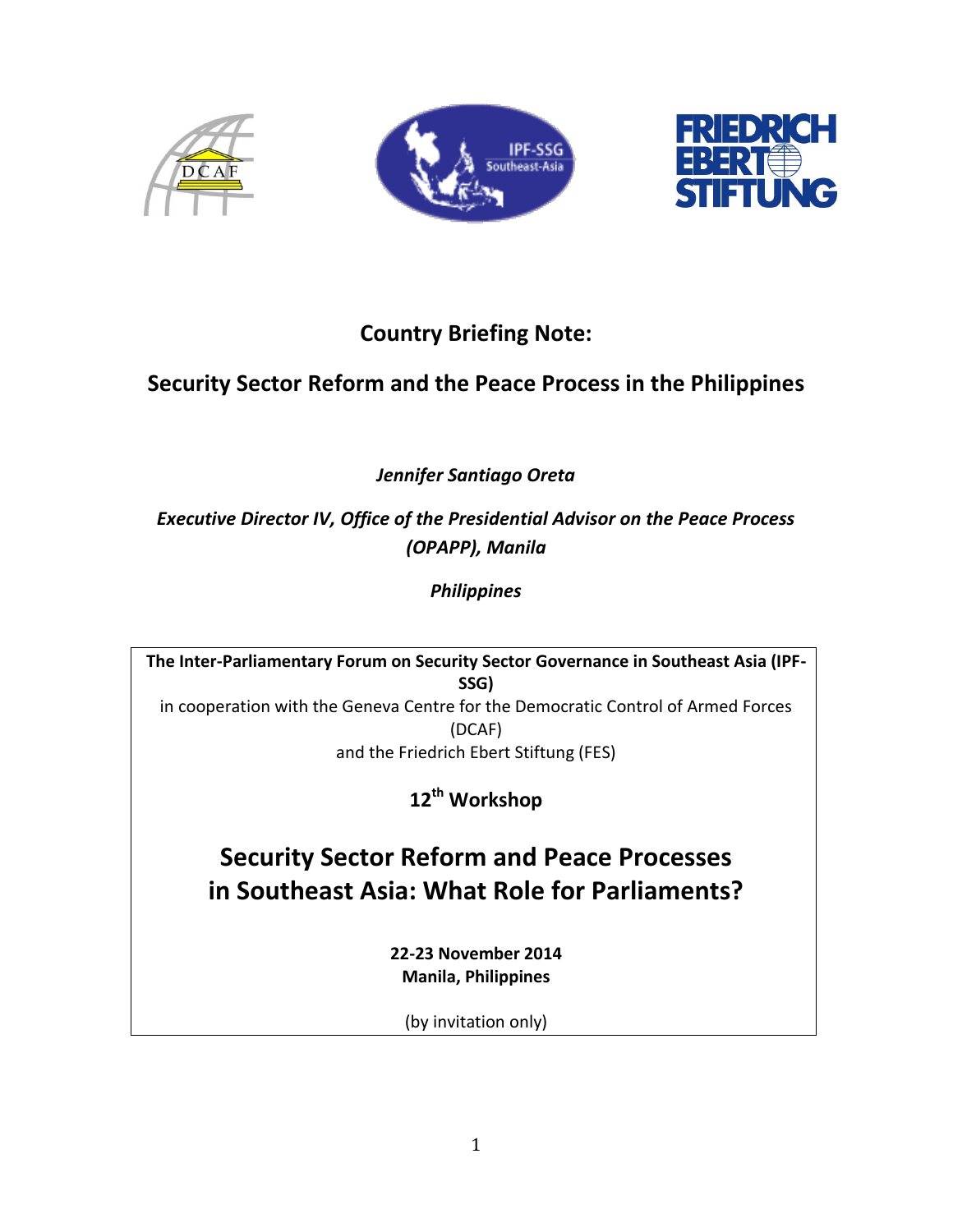# Country Briefing Note:

## Security Sector Reform and the Peace Process in the Philippines

*Jennifer Santiago Oreta*

*Executive Director IV, Office of the Presidential Advisor on the Peace Process (OPAPP), Manila*

*Philippines*

**The Inter-Parliamentary Forum on Security Sector Governance in Southeast Asia (IPF-SSG)**

in cooperation with the Geneva Centre for the Democratic Control of Armed Forces (DCAF)

and the Friedrich Ebert Stiftung (FES)

**12th Workshop**

## Security Sector Reform and Peace Processes in Southeast Asia: What Role for Parliaments?

**22-23 November 2014**
**Manila, Philippines**

(by invitation only)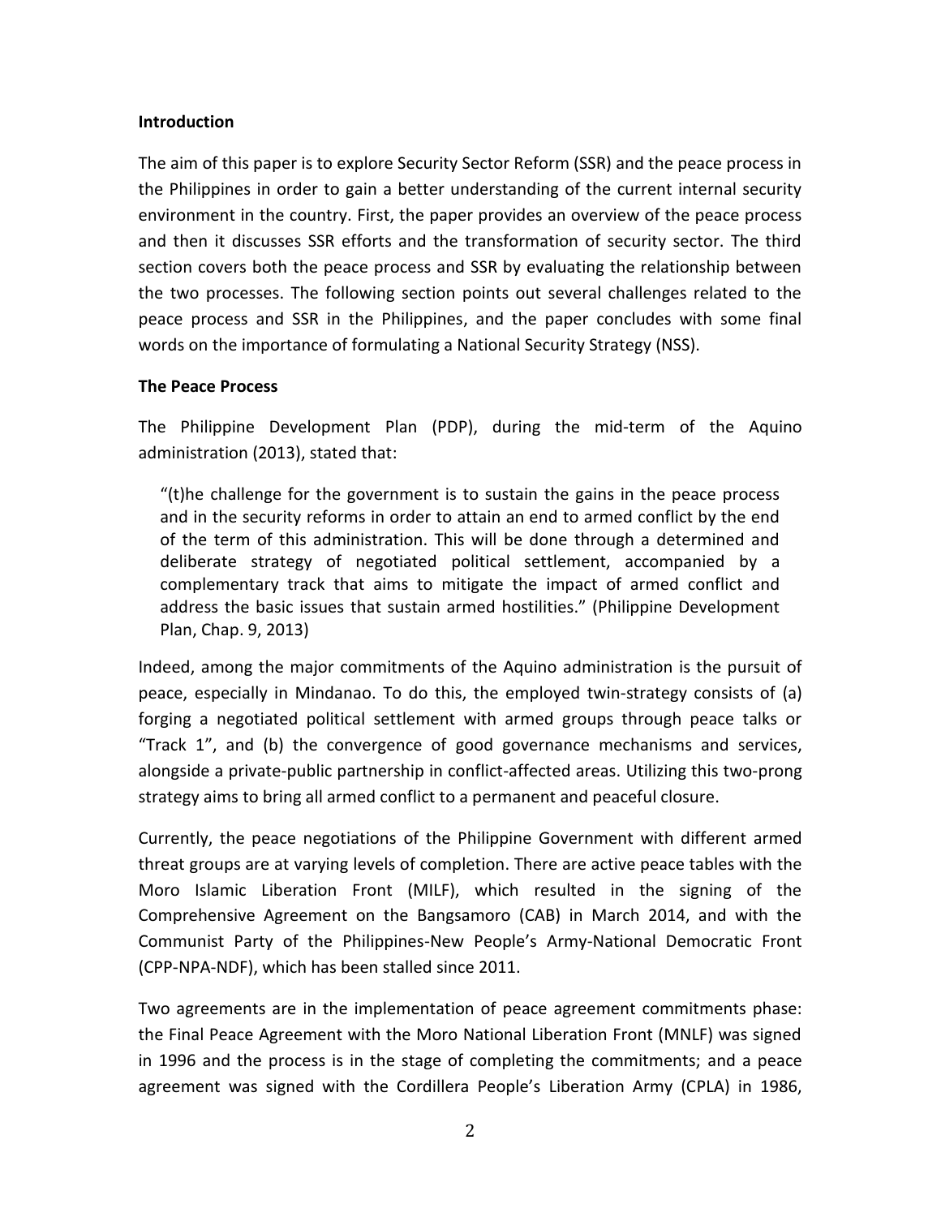**Introduction**

The aim of this paper is to explore Security Sector Reform (SSR) and the peace process in the Philippines in order to gain a better understanding of the current internal security environment in the country. First, the paper provides an overview of the peace process and then it discusses SSR efforts and the transformation of security sector. The third section covers both the peace process and SSR by evaluating the relationship between the two processes. The following section points out several challenges related to the peace process and SSR in the Philippines, and the paper concludes with some final words on the importance of formulating a National Security Strategy (NSS).

**The Peace Process**

The Philippine Development Plan (PDP), during the mid-term of the Aquino administration (2013), stated that:

> "(t)he challenge for the government is to sustain the gains in the peace process and in the security reforms in order to attain an end to armed conflict by the end of the term of this administration. This will be done through a determined and deliberate strategy of negotiated political settlement, accompanied by a complementary track that aims to mitigate the impact of armed conflict and address the basic issues that sustain armed hostilities." (Philippine Development Plan, Chap. 9, 2013)

Indeed, among the major commitments of the Aquino administration is the pursuit of peace, especially in Mindanao. To do this, the employed twin-strategy consists of (a) forging a negotiated political settlement with armed groups through peace talks or "Track 1", and (b) the convergence of good governance mechanisms and services, alongside a private-public partnership in conflict-affected areas. Utilizing this two-prong strategy aims to bring all armed conflict to a permanent and peaceful closure.

Currently, the peace negotiations of the Philippine Government with different armed threat groups are at varying levels of completion. There are active peace tables with the Moro Islamic Liberation Front (MILF), which resulted in the signing of the Comprehensive Agreement on the Bangsamoro (CAB) in March 2014, and with the Communist Party of the Philippines-New People's Army-National Democratic Front (CPP-NPA-NDF), which has been stalled since 2011.

Two agreements are in the implementation of peace agreement commitments phase: the Final Peace Agreement with the Moro National Liberation Front (MNLF) was signed in 1996 and the process is in the stage of completing the commitments; and a peace agreement was signed with the Cordillera People's Liberation Army (CPLA) in 1986,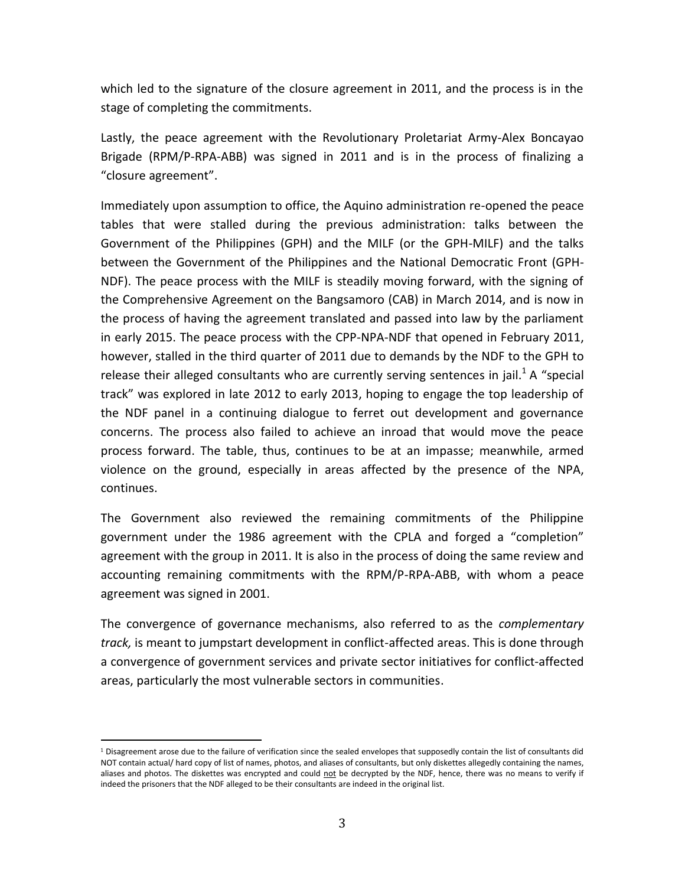which led to the signature of the closure agreement in 2011, and the process is in the stage of completing the commitments.

Lastly, the peace agreement with the Revolutionary Proletariat Army-Alex Boncayao Brigade (RPM/P-RPA-ABB) was signed in 2011 and is in the process of finalizing a "closure agreement".

Immediately upon assumption to office, the Aquino administration re-opened the peace tables that were stalled during the previous administration: talks between the Government of the Philippines (GPH) and the MILF (or the GPH-MILF) and the talks between the Government of the Philippines and the National Democratic Front (GPH-NDF). The peace process with the MILF is steadily moving forward, with the signing of the Comprehensive Agreement on the Bangsamoro (CAB) in March 2014, and is now in the process of having the agreement translated and passed into law by the parliament in early 2015. The peace process with the CPP-NPA-NDF that opened in February 2011, however, stalled in the third quarter of 2011 due to demands by the NDF to the GPH to release their alleged consultants who are currently serving sentences in jail.[1] A "special track" was explored in late 2012 to early 2013, hoping to engage the top leadership of the NDF panel in a continuing dialogue to ferret out development and governance concerns. The process also failed to achieve an inroad that would move the peace process forward. The table, thus, continues to be at an impasse; meanwhile, armed violence on the ground, especially in areas affected by the presence of the NPA, continues.

The Government also reviewed the remaining commitments of the Philippine government under the 1986 agreement with the CPLA and forged a "completion" agreement with the group in 2011. It is also in the process of doing the same review and accounting remaining commitments with the RPM/P-RPA-ABB, with whom a peace agreement was signed in 2001.

The convergence of governance mechanisms, also referred to as the *complementary track,* is meant to jumpstart development in conflict-affected areas. This is done through a convergence of government services and private sector initiatives for conflict-affected areas, particularly the most vulnerable sectors in communities.

[1] Disagreement arose due to the failure of verification since the sealed envelopes that supposedly contain the list of consultants did NOT contain actual/ hard copy of list of names, photos, and aliases of consultants, but only diskettes allegedly containing the names, aliases and photos. The diskettes was encrypted and could not be decrypted by the NDF, hence, there was no means to verify if indeed the prisoners that the NDF alleged to be their consultants are indeed in the original list.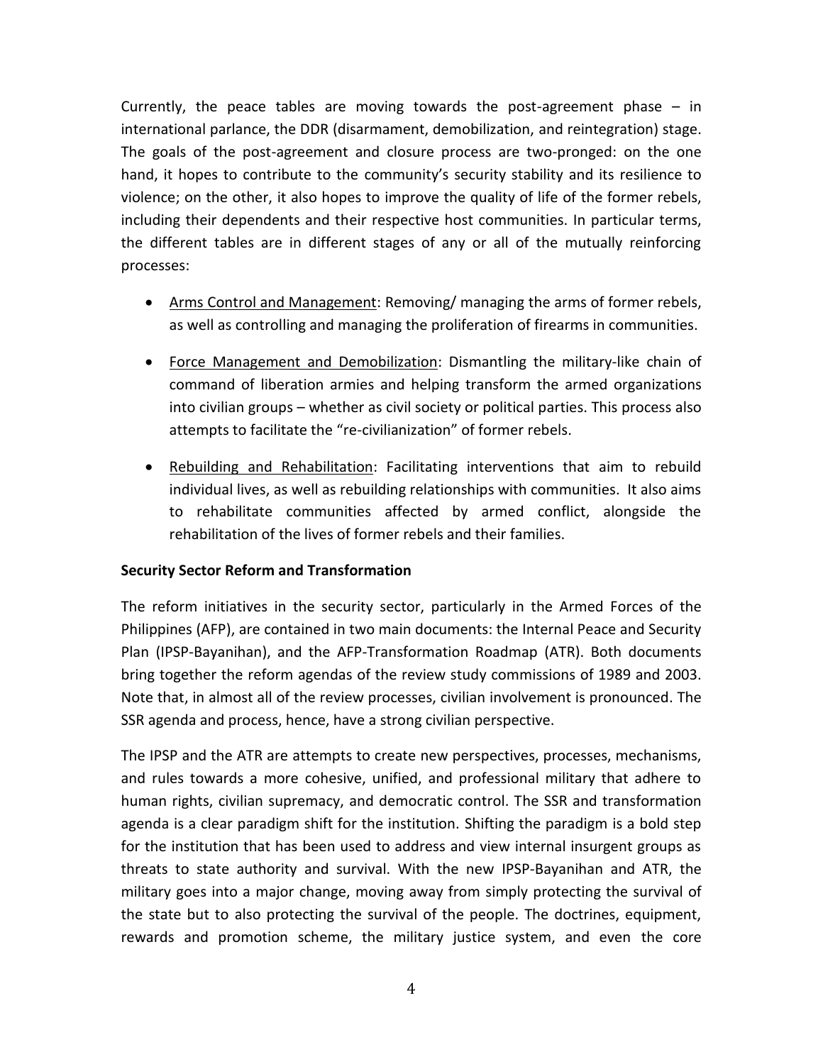Currently, the peace tables are moving towards the post-agreement phase – in international parlance, the DDR (disarmament, demobilization, and reintegration) stage. The goals of the post-agreement and closure process are two-pronged: on the one hand, it hopes to contribute to the community's security stability and its resilience to violence; on the other, it also hopes to improve the quality of life of the former rebels, including their dependents and their respective host communities. In particular terms, the different tables are in different stages of any or all of the mutually reinforcing processes:

- <u>Arms Control and Management</u>: Removing/ managing the arms of former rebels, as well as controlling and managing the proliferation of firearms in communities.
- <u>Force Management and Demobilization</u>: Dismantling the military-like chain of command of liberation armies and helping transform the armed organizations into civilian groups – whether as civil society or political parties. This process also attempts to facilitate the "re-civilianization" of former rebels.
- <u>Rebuilding and Rehabilitation</u>: Facilitating interventions that aim to rebuild individual lives, as well as rebuilding relationships with communities. It also aims to rehabilitate communities affected by armed conflict, alongside the rehabilitation of the lives of former rebels and their families.

**Security Sector Reform and Transformation**

The reform initiatives in the security sector, particularly in the Armed Forces of the Philippines (AFP), are contained in two main documents: the Internal Peace and Security Plan (IPSP-Bayanihan), and the AFP-Transformation Roadmap (ATR). Both documents bring together the reform agendas of the review study commissions of 1989 and 2003. Note that, in almost all of the review processes, civilian involvement is pronounced. The SSR agenda and process, hence, have a strong civilian perspective.

The IPSP and the ATR are attempts to create new perspectives, processes, mechanisms, and rules towards a more cohesive, unified, and professional military that adhere to human rights, civilian supremacy, and democratic control. The SSR and transformation agenda is a clear paradigm shift for the institution. Shifting the paradigm is a bold step for the institution that has been used to address and view internal insurgent groups as threats to state authority and survival. With the new IPSP-Bayanihan and ATR, the military goes into a major change, moving away from simply protecting the survival of the state but to also protecting the survival of the people. The doctrines, equipment, rewards and promotion scheme, the military justice system, and even the core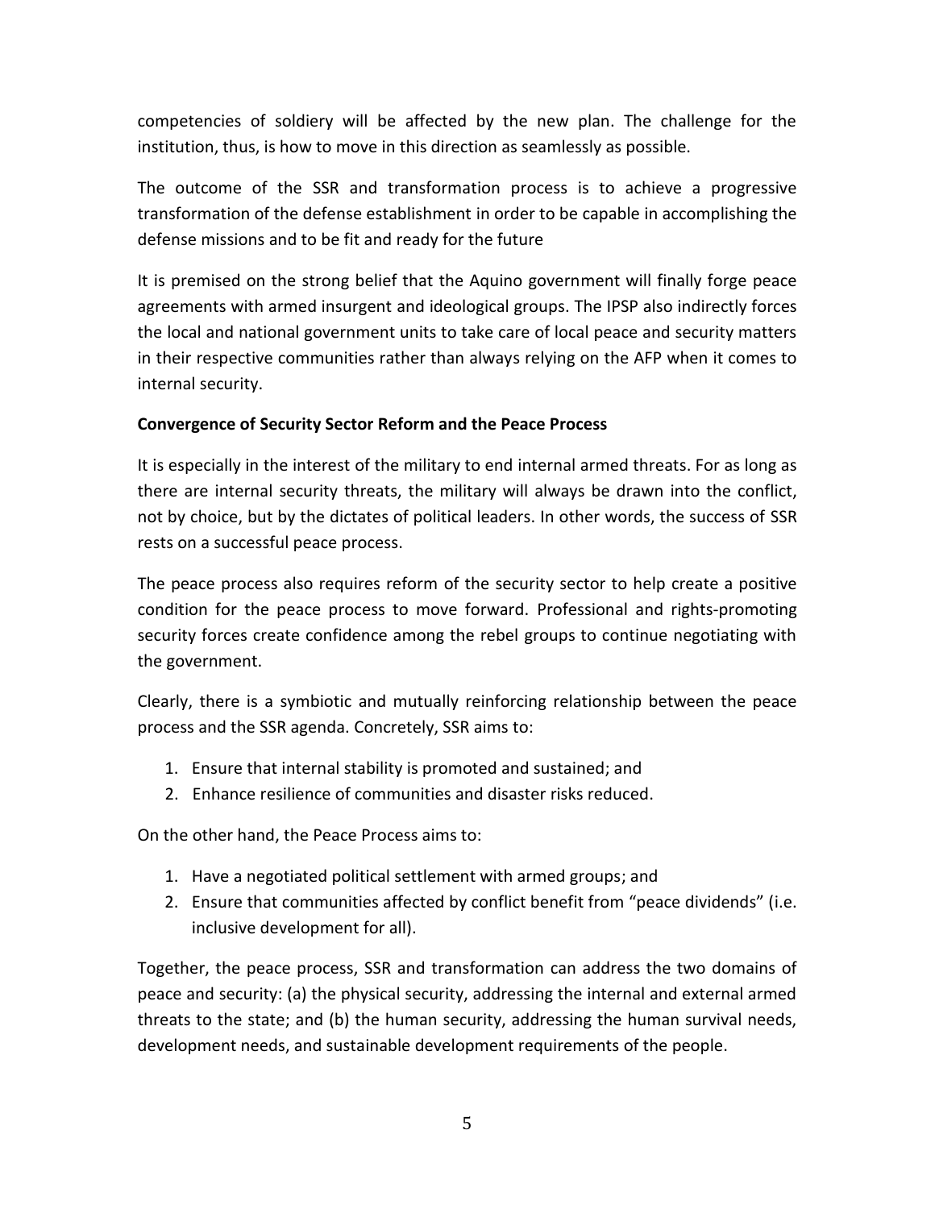competencies of soldiery will be affected by the new plan. The challenge for the institution, thus, is how to move in this direction as seamlessly as possible.

The outcome of the SSR and transformation process is to achieve a progressive transformation of the defense establishment in order to be capable in accomplishing the defense missions and to be fit and ready for the future

It is premised on the strong belief that the Aquino government will finally forge peace agreements with armed insurgent and ideological groups. The IPSP also indirectly forces the local and national government units to take care of local peace and security matters in their respective communities rather than always relying on the AFP when it comes to internal security.

**Convergence of Security Sector Reform and the Peace Process**

It is especially in the interest of the military to end internal armed threats. For as long as there are internal security threats, the military will always be drawn into the conflict, not by choice, but by the dictates of political leaders. In other words, the success of SSR rests on a successful peace process.

The peace process also requires reform of the security sector to help create a positive condition for the peace process to move forward. Professional and rights-promoting security forces create confidence among the rebel groups to continue negotiating with the government.

Clearly, there is a symbiotic and mutually reinforcing relationship between the peace process and the SSR agenda. Concretely, SSR aims to:

1. Ensure that internal stability is promoted and sustained; and
2. Enhance resilience of communities and disaster risks reduced.

On the other hand, the Peace Process aims to:

1. Have a negotiated political settlement with armed groups; and
2. Ensure that communities affected by conflict benefit from "peace dividends" (i.e. inclusive development for all).

Together, the peace process, SSR and transformation can address the two domains of peace and security: (a) the physical security, addressing the internal and external armed threats to the state; and (b) the human security, addressing the human survival needs, development needs, and sustainable development requirements of the people.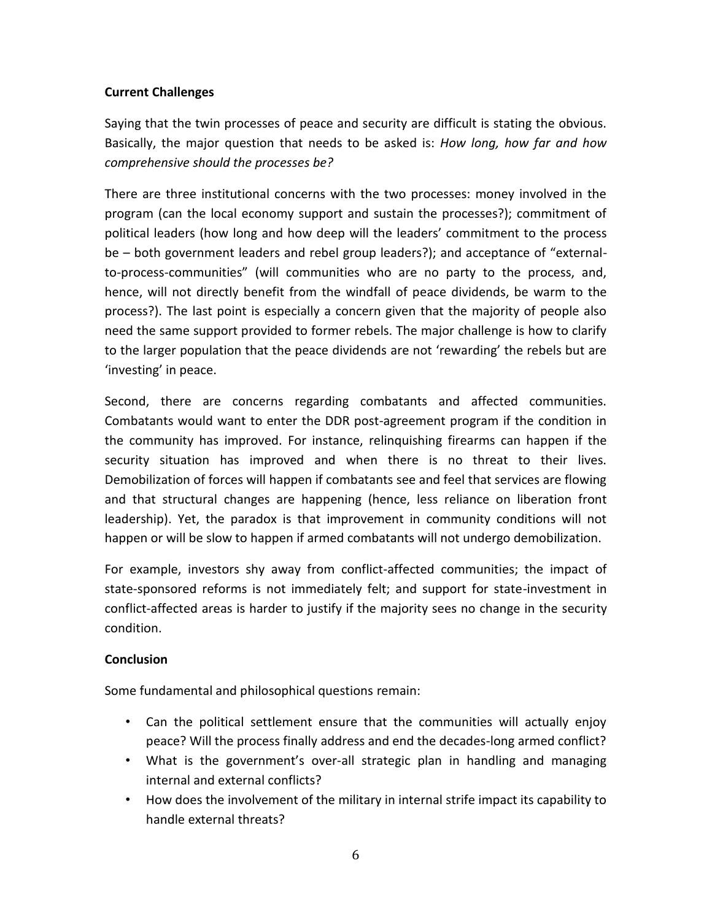**Current Challenges**

Saying that the twin processes of peace and security are difficult is stating the obvious. Basically, the major question that needs to be asked is: *How long, how far and how comprehensive should the processes be?*

There are three institutional concerns with the two processes: money involved in the program (can the local economy support and sustain the processes?); commitment of political leaders (how long and how deep will the leaders' commitment to the process be – both government leaders and rebel group leaders?); and acceptance of "external-to-process-communities" (will communities who are no party to the process, and, hence, will not directly benefit from the windfall of peace dividends, be warm to the process?). The last point is especially a concern given that the majority of people also need the same support provided to former rebels. The major challenge is how to clarify to the larger population that the peace dividends are not 'rewarding' the rebels but are 'investing' in peace.

Second, there are concerns regarding combatants and affected communities. Combatants would want to enter the DDR post-agreement program if the condition in the community has improved. For instance, relinquishing firearms can happen if the security situation has improved and when there is no threat to their lives. Demobilization of forces will happen if combatants see and feel that services are flowing and that structural changes are happening (hence, less reliance on liberation front leadership). Yet, the paradox is that improvement in community conditions will not happen or will be slow to happen if armed combatants will not undergo demobilization.

For example, investors shy away from conflict-affected communities; the impact of state-sponsored reforms is not immediately felt; and support for state-investment in conflict-affected areas is harder to justify if the majority sees no change in the security condition.

**Conclusion**

Some fundamental and philosophical questions remain:

- Can the political settlement ensure that the communities will actually enjoy peace? Will the process finally address and end the decades-long armed conflict?
- What is the government's over-all strategic plan in handling and managing internal and external conflicts?
- How does the involvement of the military in internal strife impact its capability to handle external threats?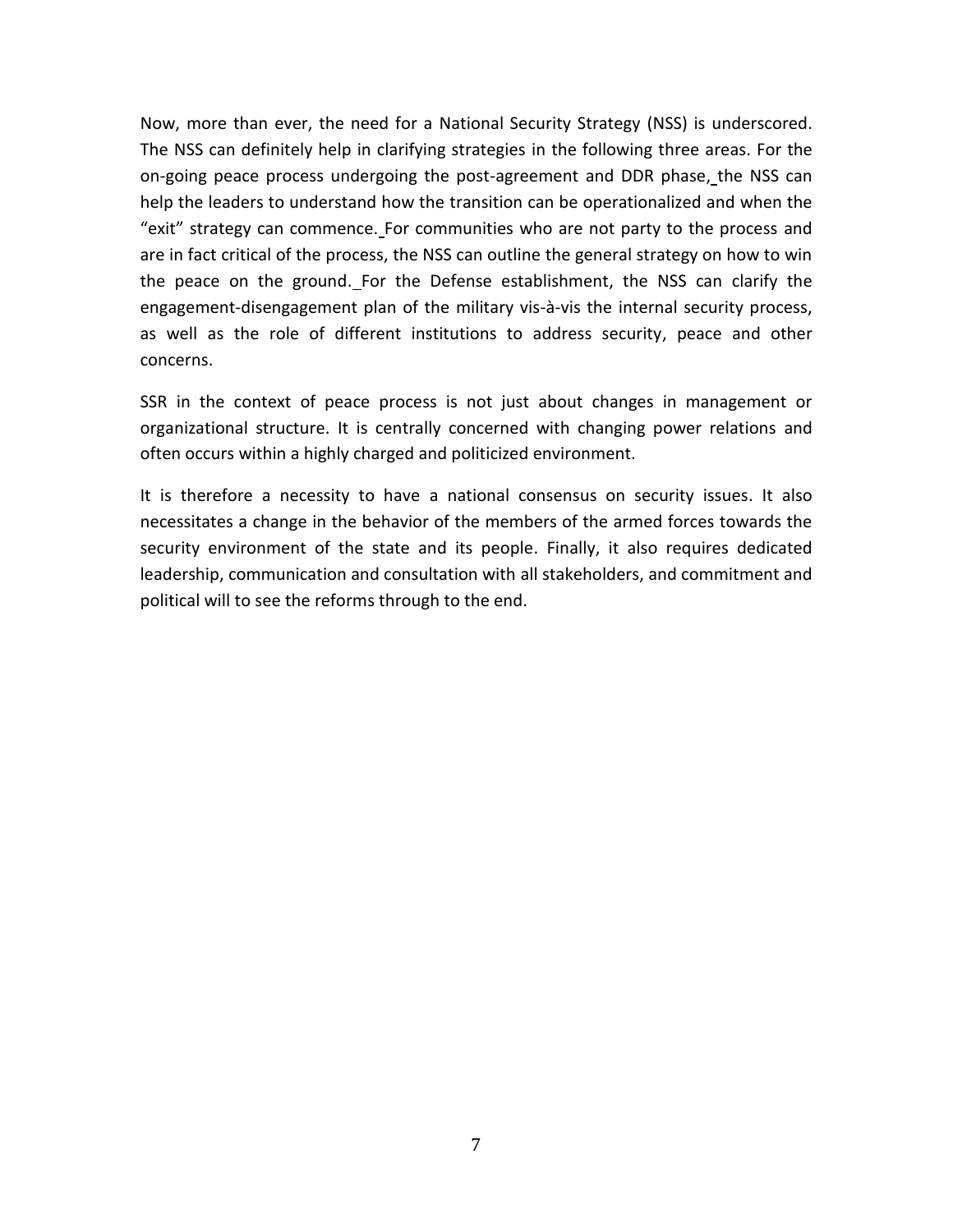Now, more than ever, the need for a National Security Strategy (NSS) is underscored. The NSS can definitely help in clarifying strategies in the following three areas. For the on-going peace process undergoing the post-agreement and DDR phase, the NSS can help the leaders to understand how the transition can be operationalized and when the "exit" strategy can commence. For communities who are not party to the process and are in fact critical of the process, the NSS can outline the general strategy on how to win the peace on the ground. For the Defense establishment, the NSS can clarify the engagement-disengagement plan of the military vis-à-vis the internal security process, as well as the role of different institutions to address security, peace and other concerns.

SSR in the context of peace process is not just about changes in management or organizational structure. It is centrally concerned with changing power relations and often occurs within a highly charged and politicized environment.

It is therefore a necessity to have a national consensus on security issues. It also necessitates a change in the behavior of the members of the armed forces towards the security environment of the state and its people. Finally, it also requires dedicated leadership, communication and consultation with all stakeholders, and commitment and political will to see the reforms through to the end.